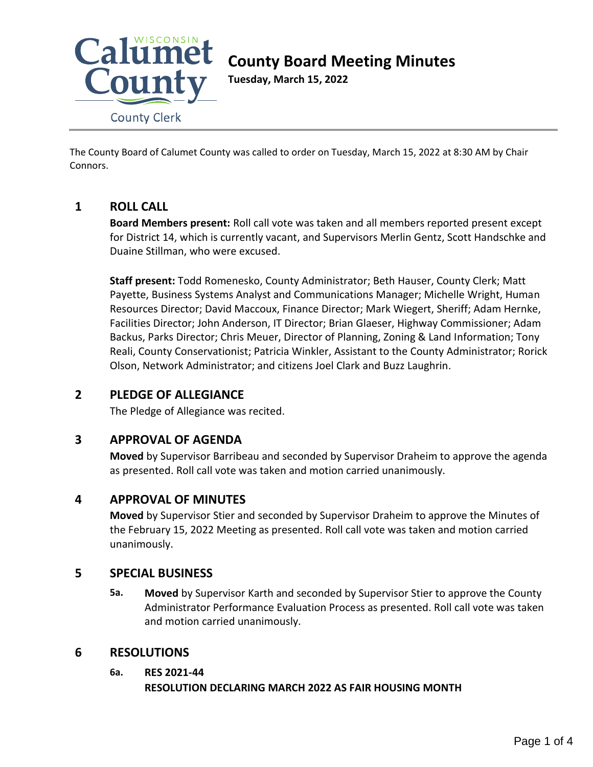# County Board Meeting Minutes

**Tuesday, March 15, 2022**

Calumet County, Wisconsin — County Clerk

The County Board of Calumet County was called to order on Tuesday, March 15, 2022 at 8:30 AM by Chair Connors.

## 1 ROLL CALL

**Board Members present:** Roll call vote was taken and all members reported present except for District 14, which is currently vacant, and Supervisors Merlin Gentz, Scott Handschke and Duaine Stillman, who were excused.

**Staff present:** Todd Romenesko, County Administrator; Beth Hauser, County Clerk; Matt Payette, Business Systems Analyst and Communications Manager; Michelle Wright, Human Resources Director; David Maccoux, Finance Director; Mark Wiegert, Sheriff; Adam Hernke, Facilities Director; John Anderson, IT Director; Brian Glaeser, Highway Commissioner; Adam Backus, Parks Director; Chris Meuer, Director of Planning, Zoning & Land Information; Tony Reali, County Conservationist; Patricia Winkler, Assistant to the County Administrator; Rorick Olson, Network Administrator; and citizens Joel Clark and Buzz Laughrin.

## 2 PLEDGE OF ALLEGIANCE

The Pledge of Allegiance was recited.

## 3 APPROVAL OF AGENDA

**Moved** by Supervisor Barribeau and seconded by Supervisor Draheim to approve the agenda as presented. Roll call vote was taken and motion carried unanimously.

## 4 APPROVAL OF MINUTES

**Moved** by Supervisor Stier and seconded by Supervisor Draheim to approve the Minutes of the February 15, 2022 Meeting as presented. Roll call vote was taken and motion carried unanimously.

## 5 SPECIAL BUSINESS

**5a.** **Moved** by Supervisor Karth and seconded by Supervisor Stier to approve the County Administrator Performance Evaluation Process as presented. Roll call vote was taken and motion carried unanimously.

## 6 RESOLUTIONS

**6a. RES 2021-44**

**RESOLUTION DECLARING MARCH 2022 AS FAIR HOUSING MONTH**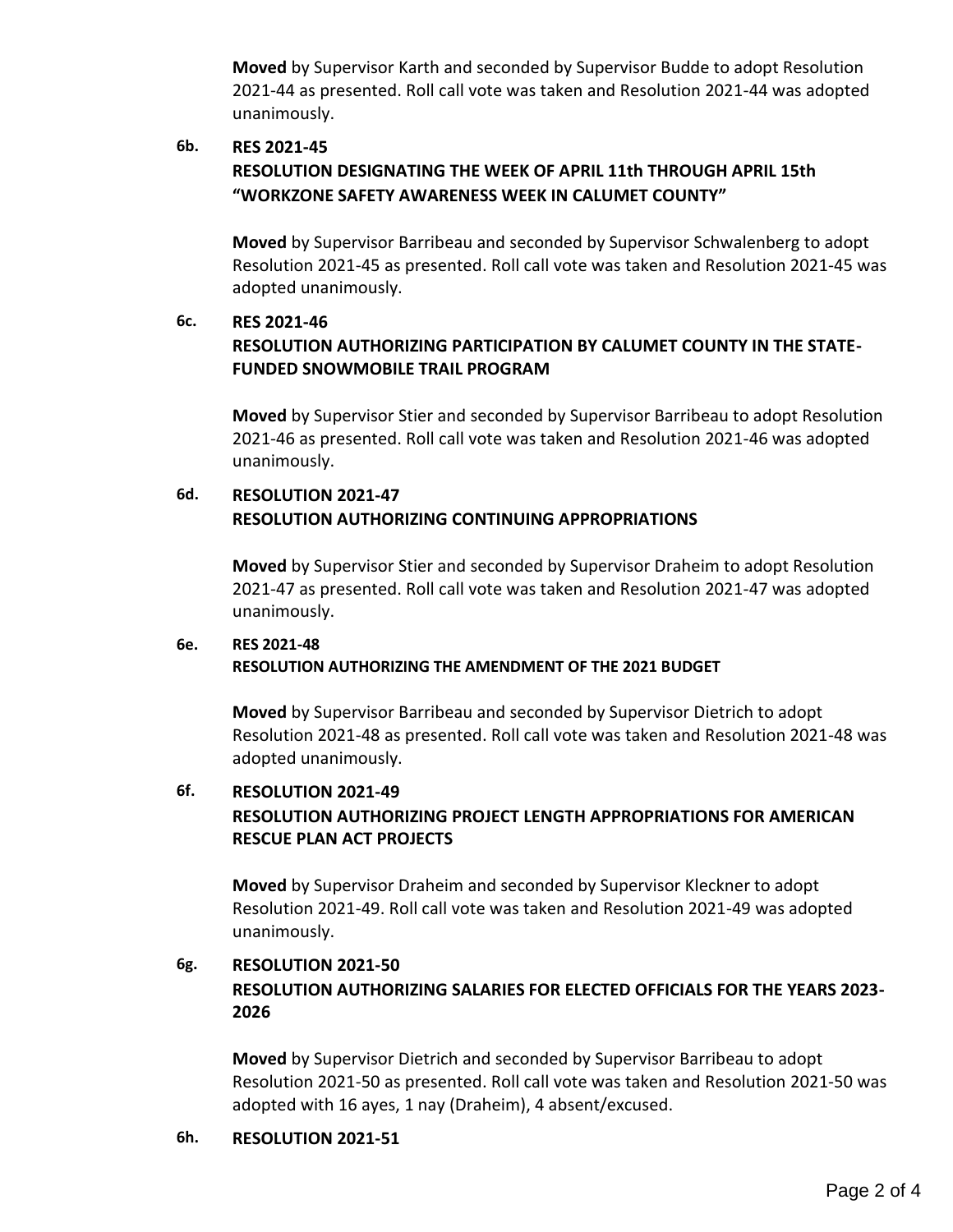**Moved** by Supervisor Karth and seconded by Supervisor Budde to adopt Resolution 2021-44 as presented. Roll call vote was taken and Resolution 2021-44 was adopted unanimously.

**6b. RES 2021-45**
**RESOLUTION DESIGNATING THE WEEK OF APRIL 11th THROUGH APRIL 15th "WORKZONE SAFETY AWARENESS WEEK IN CALUMET COUNTY"**

**Moved** by Supervisor Barribeau and seconded by Supervisor Schwalenberg to adopt Resolution 2021-45 as presented. Roll call vote was taken and Resolution 2021-45 was adopted unanimously.

**6c. RES 2021-46**
**RESOLUTION AUTHORIZING PARTICIPATION BY CALUMET COUNTY IN THE STATE-FUNDED SNOWMOBILE TRAIL PROGRAM**

**Moved** by Supervisor Stier and seconded by Supervisor Barribeau to adopt Resolution 2021-46 as presented. Roll call vote was taken and Resolution 2021-46 was adopted unanimously.

**6d. RESOLUTION 2021-47**
**RESOLUTION AUTHORIZING CONTINUING APPROPRIATIONS**

**Moved** by Supervisor Stier and seconded by Supervisor Draheim to adopt Resolution 2021-47 as presented. Roll call vote was taken and Resolution 2021-47 was adopted unanimously.

**6e. RES 2021-48**
**RESOLUTION AUTHORIZING THE AMENDMENT OF THE 2021 BUDGET**

**Moved** by Supervisor Barribeau and seconded by Supervisor Dietrich to adopt Resolution 2021-48 as presented. Roll call vote was taken and Resolution 2021-48 was adopted unanimously.

**6f. RESOLUTION 2021-49**
**RESOLUTION AUTHORIZING PROJECT LENGTH APPROPRIATIONS FOR AMERICAN RESCUE PLAN ACT PROJECTS**

**Moved** by Supervisor Draheim and seconded by Supervisor Kleckner to adopt Resolution 2021-49. Roll call vote was taken and Resolution 2021-49 was adopted unanimously.

**6g. RESOLUTION 2021-50**
**RESOLUTION AUTHORIZING SALARIES FOR ELECTED OFFICIALS FOR THE YEARS 2023-2026**

**Moved** by Supervisor Dietrich and seconded by Supervisor Barribeau to adopt Resolution 2021-50 as presented. Roll call vote was taken and Resolution 2021-50 was adopted with 16 ayes, 1 nay (Draheim), 4 absent/excused.

**6h. RESOLUTION 2021-51**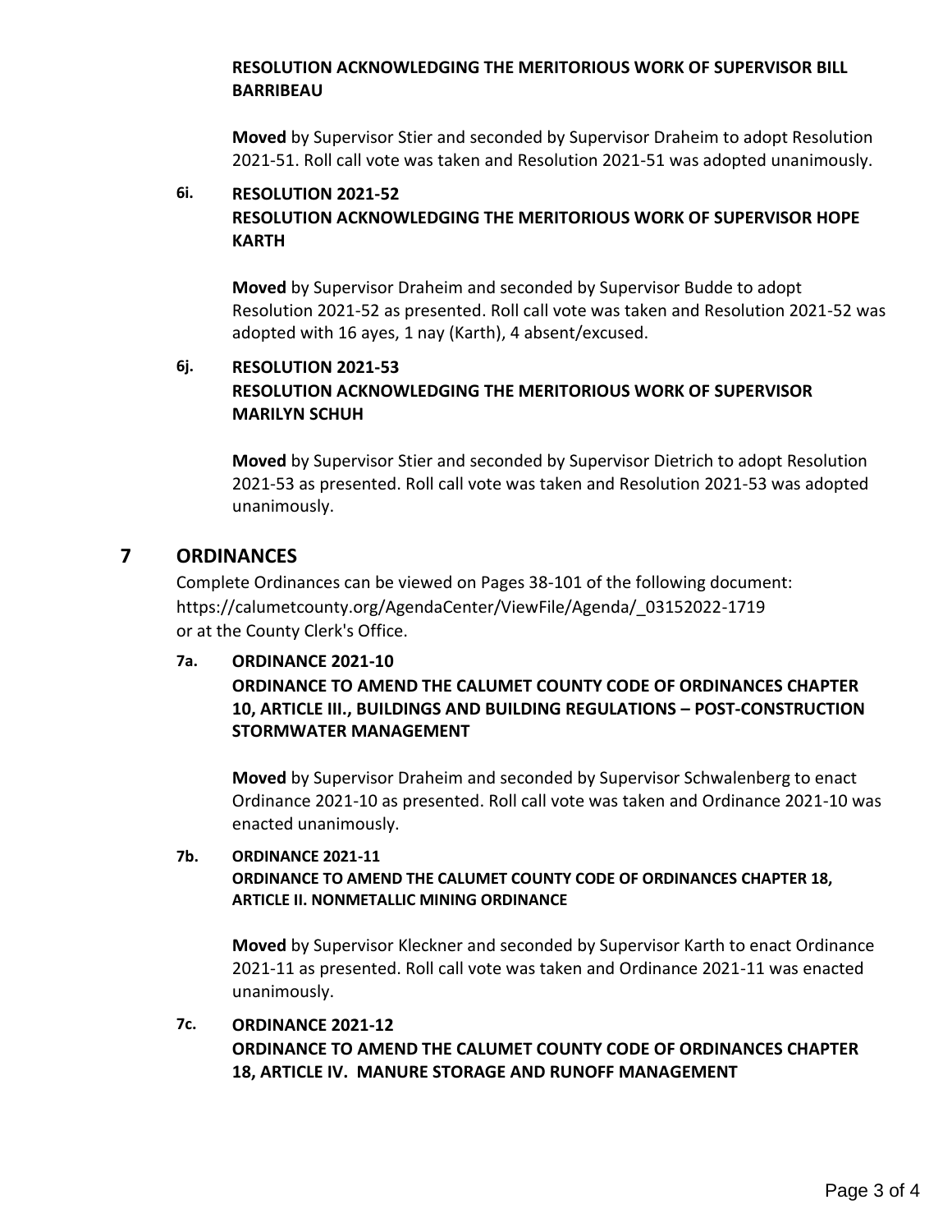**RESOLUTION ACKNOWLEDGING THE MERITORIOUS WORK OF SUPERVISOR BILL BARRIBEAU**

**Moved** by Supervisor Stier and seconded by Supervisor Draheim to adopt Resolution 2021-51. Roll call vote was taken and Resolution 2021-51 was adopted unanimously.

### 6i. RESOLUTION 2021-52
**RESOLUTION ACKNOWLEDGING THE MERITORIOUS WORK OF SUPERVISOR HOPE KARTH**

**Moved** by Supervisor Draheim and seconded by Supervisor Budde to adopt Resolution 2021-52 as presented. Roll call vote was taken and Resolution 2021-52 was adopted with 16 ayes, 1 nay (Karth), 4 absent/excused.

### 6j. RESOLUTION 2021-53
**RESOLUTION ACKNOWLEDGING THE MERITORIOUS WORK OF SUPERVISOR MARILYN SCHUH**

**Moved** by Supervisor Stier and seconded by Supervisor Dietrich to adopt Resolution 2021-53 as presented. Roll call vote was taken and Resolution 2021-53 was adopted unanimously.

## 7 ORDINANCES

Complete Ordinances can be viewed on Pages 38-101 of the following document: https://calumetcounty.org/AgendaCenter/ViewFile/Agenda/_03152022-1719 or at the County Clerk's Office.

### 7a. ORDINANCE 2021-10
**ORDINANCE TO AMEND THE CALUMET COUNTY CODE OF ORDINANCES CHAPTER 10, ARTICLE III., BUILDINGS AND BUILDING REGULATIONS – POST-CONSTRUCTION STORMWATER MANAGEMENT**

**Moved** by Supervisor Draheim and seconded by Supervisor Schwalenberg to enact Ordinance 2021-10 as presented. Roll call vote was taken and Ordinance 2021-10 was enacted unanimously.

### 7b. ORDINANCE 2021-11
**ORDINANCE TO AMEND THE CALUMET COUNTY CODE OF ORDINANCES CHAPTER 18, ARTICLE II. NONMETALLIC MINING ORDINANCE**

**Moved** by Supervisor Kleckner and seconded by Supervisor Karth to enact Ordinance 2021-11 as presented. Roll call vote was taken and Ordinance 2021-11 was enacted unanimously.

### 7c. ORDINANCE 2021-12
**ORDINANCE TO AMEND THE CALUMET COUNTY CODE OF ORDINANCES CHAPTER 18, ARTICLE IV. MANURE STORAGE AND RUNOFF MANAGEMENT**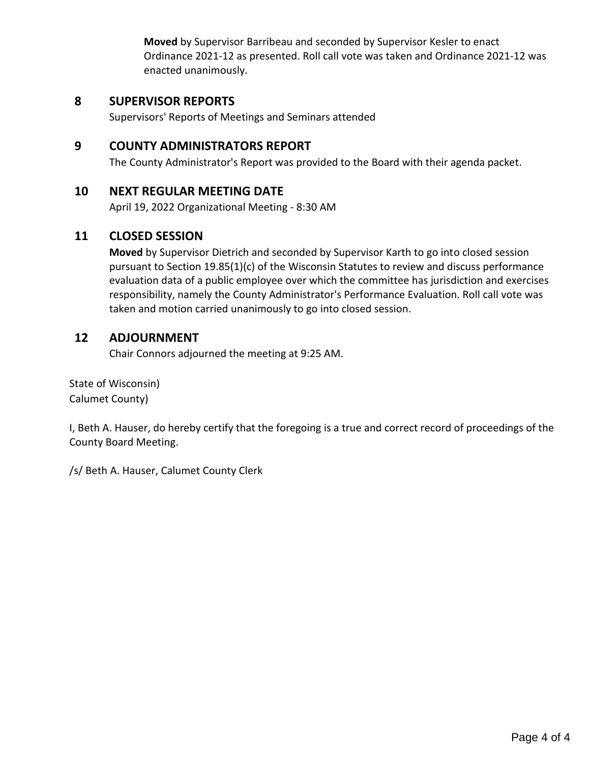**Moved** by Supervisor Barribeau and seconded by Supervisor Kesler to enact Ordinance 2021-12 as presented. Roll call vote was taken and Ordinance 2021-12 was enacted unanimously.

## 8 SUPERVISOR REPORTS

Supervisors' Reports of Meetings and Seminars attended

## 9 COUNTY ADMINISTRATORS REPORT

The County Administrator's Report was provided to the Board with their agenda packet.

## 10 NEXT REGULAR MEETING DATE

April 19, 2022 Organizational Meeting - 8:30 AM

## 11 CLOSED SESSION

**Moved** by Supervisor Dietrich and seconded by Supervisor Karth to go into closed session pursuant to Section 19.85(1)(c) of the Wisconsin Statutes to review and discuss performance evaluation data of a public employee over which the committee has jurisdiction and exercises responsibility, namely the County Administrator's Performance Evaluation. Roll call vote was taken and motion carried unanimously to go into closed session.

## 12 ADJOURNMENT

Chair Connors adjourned the meeting at 9:25 AM.

State of Wisconsin)
Calumet County)

I, Beth A. Hauser, do hereby certify that the foregoing is a true and correct record of proceedings of the County Board Meeting.

/s/ Beth A. Hauser, Calumet County Clerk